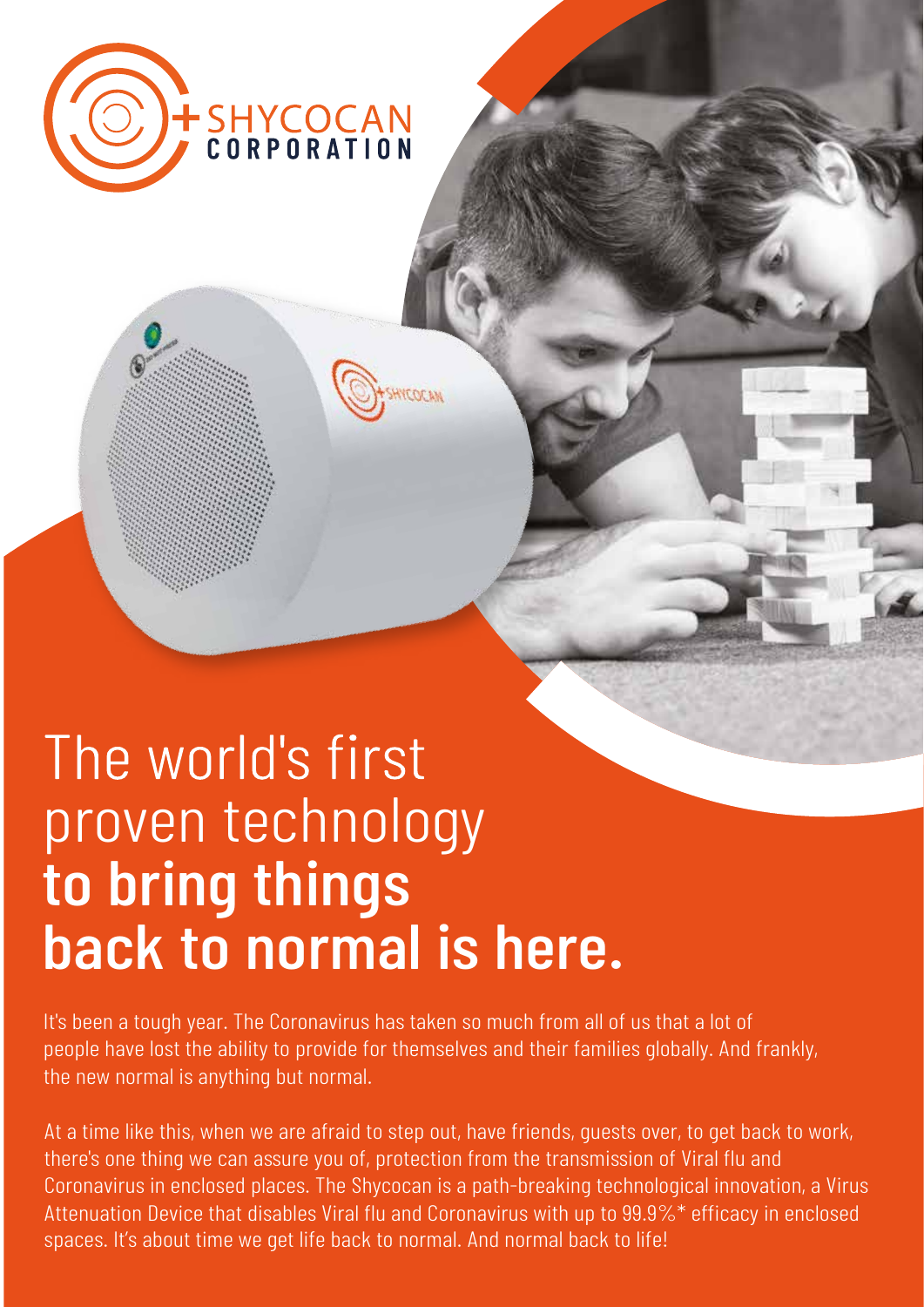SHYCOCAN CORPORATION

# The world's first proven technology **to bring things back to normal is here.**

It's been a tough year. The Coronavirus has taken so much from all of us that a lot of people have lost the ability to provide for themselves and their families globally. And frankly, the new normal is anything but normal.

At a time like this, when we are afraid to step out, have friends, guests over, to get back to work, there's one thing we can assure you of, protection from the transmission of Viral flu and Coronavirus in enclosed places. The Shycocan is a path-breaking technological innovation, a Virus Attenuation Device that disables Viral flu and Coronavirus with up to 99.9%* efficacy in enclosed spaces. It's about time we get life back to normal. And normal back to life!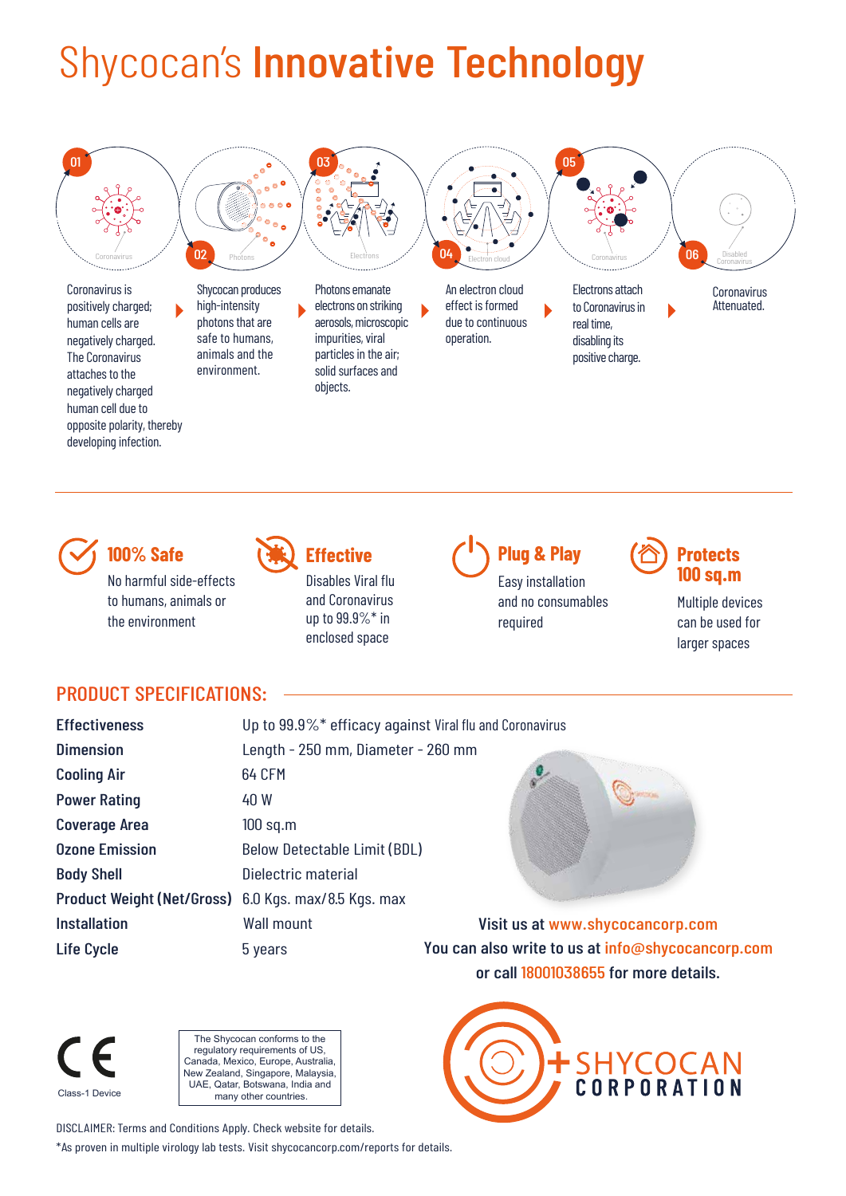# Shycocan's **Innovative Technology**

01 Coronavirus

Coronavirus is positively charged; human cells are negatively charged. The Coronavirus attaches to the negatively charged human cell due to opposite polarity, thereby developing infection.

02 Photons

Shycocan produces high-intensity photons that are safe to humans, animals and the environment.

03 Electrons

Photons emanate electrons on striking aerosols, microscopic impurities, viral particles in the air; solid surfaces and objects.

04 Electron cloud

An electron cloud effect is formed due to continuous operation.

05 Coronavirus

Electrons attach to Coronavirus in real time, disabling its positive charge.

06 Disabled Coronavirus

Coronavirus Attenuated.

---

### 100% Safe

No harmful side-effects to humans, animals or the environment

### Effective

Disables Viral flu and Coronavirus up to 99.9%* in enclosed space

### Plug & Play

Easy installation and no consumables required

### Protects 100 sq.m

Multiple devices can be used for larger spaces

## PRODUCT SPECIFICATIONS:

| | |
|---|---|
| **Effectiveness** | Up to 99.9%* efficacy against Viral flu and Coronavirus |
| **Dimension** | Length - 250 mm, Diameter - 260 mm |
| **Cooling Air** | 64 CFM |
| **Power Rating** | 40 W |
| **Coverage Area** | 100 sq.m |
| **Ozone Emission** | Below Detectable Limit (BDL) |
| **Body Shell** | Dielectric material |
| **Product Weight (Net/Gross)** | 6.0 Kgs. max/8.5 Kgs. max |
| **Installation** | Wall mount |
| **Life Cycle** | 5 years |

**Visit us at www.shycocancorp.com**
**You can also write to us at info@shycocancorp.com**
**or call 18001038655 for more details.**

CE
Class-1 Device

The Shycocan conforms to the regulatory requirements of US, Canada, Mexico, Europe, Australia, New Zealand, Singapore, Malaysia, UAE, Qatar, Botswana, India and many other countries.

SHYCOCAN CORPORATION

DISCLAIMER: Terms and Conditions Apply. Check website for details.

*As proven in multiple virology lab tests. Visit shycocancorp.com/reports for details.